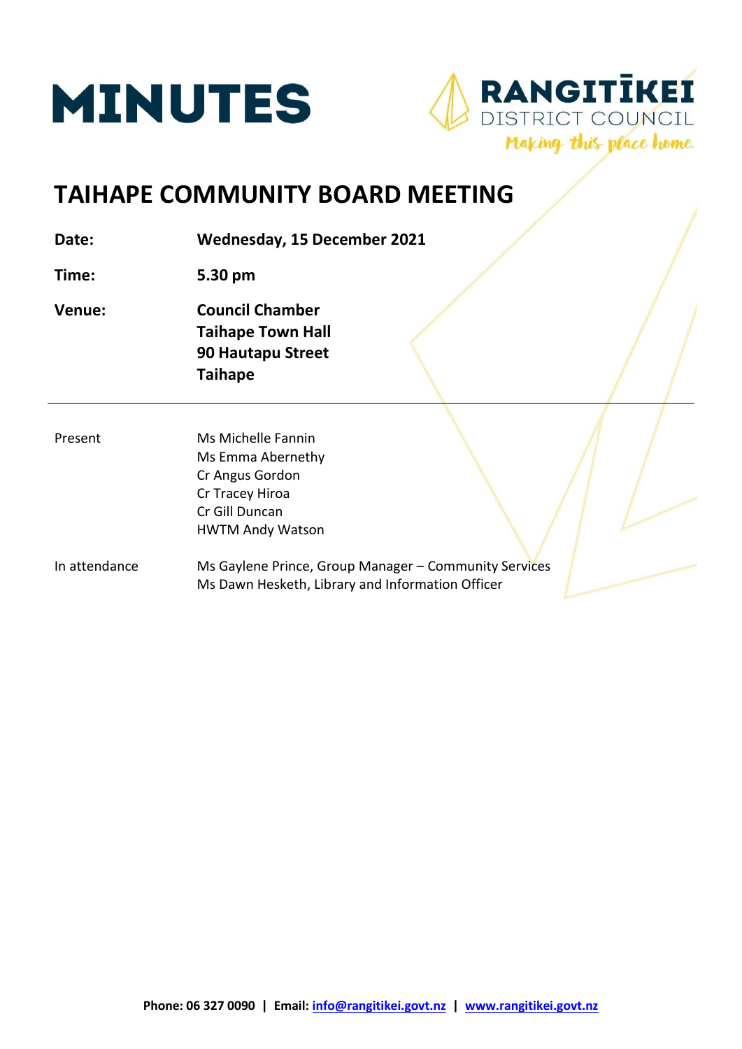# MINUTES

**RANGITĪKEI DISTRICT COUNCIL**
*Making this place home.*

## TAIHAPE COMMUNITY BOARD MEETING

| | |
|---|---|
| **Date:** | **Wednesday, 15 December 2021** |
| **Time:** | **5.30 pm** |
| **Venue:** | **Council Chamber**<br>**Taihape Town Hall**<br>**90 Hautapu Street**<br>**Taihape** |

---

| | |
|---|---|
| Present | Ms Michelle Fannin<br>Ms Emma Abernethy<br>Cr Angus Gordon<br>Cr Tracey Hiroa<br>Cr Gill Duncan<br>HWTM Andy Watson |
| In attendance | Ms Gaylene Prince, Group Manager – Community Services<br>Ms Dawn Hesketh, Library and Information Officer |

**Phone: 06 327 0090 | Email: info@rangitikei.govt.nz | www.rangitikei.govt.nz**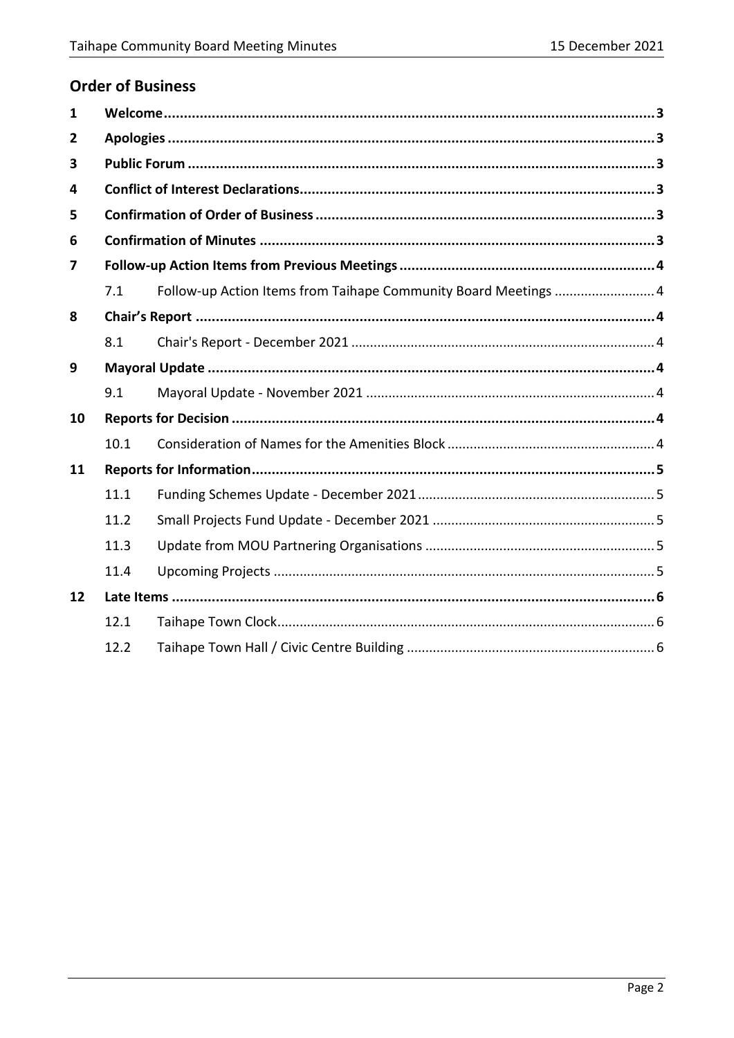## Order of Business

| | | | |
|---|---|---|---|
| **1** | **Welcome** | | **3** |
| **2** | **Apologies** | | **3** |
| **3** | **Public Forum** | | **3** |
| **4** | **Conflict of Interest Declarations** | | **3** |
| **5** | **Confirmation of Order of Business** | | **3** |
| **6** | **Confirmation of Minutes** | | **3** |
| **7** | **Follow-up Action Items from Previous Meetings** | | **4** |
| | 7.1 | Follow-up Action Items from Taihape Community Board Meetings | 4 |
| **8** | **Chair's Report** | | **4** |
| | 8.1 | Chair's Report - December 2021 | 4 |
| **9** | **Mayoral Update** | | **4** |
| | 9.1 | Mayoral Update - November 2021 | 4 |
| **10** | **Reports for Decision** | | **4** |
| | 10.1 | Consideration of Names for the Amenities Block | 4 |
| **11** | **Reports for Information** | | **5** |
| | 11.1 | Funding Schemes Update - December 2021 | 5 |
| | 11.2 | Small Projects Fund Update - December 2021 | 5 |
| | 11.3 | Update from MOU Partnering Organisations | 5 |
| | 11.4 | Upcoming Projects | 5 |
| **12** | **Late Items** | | **6** |
| | 12.1 | Taihape Town Clock | 6 |
| | 12.2 | Taihape Town Hall / Civic Centre Building | 6 |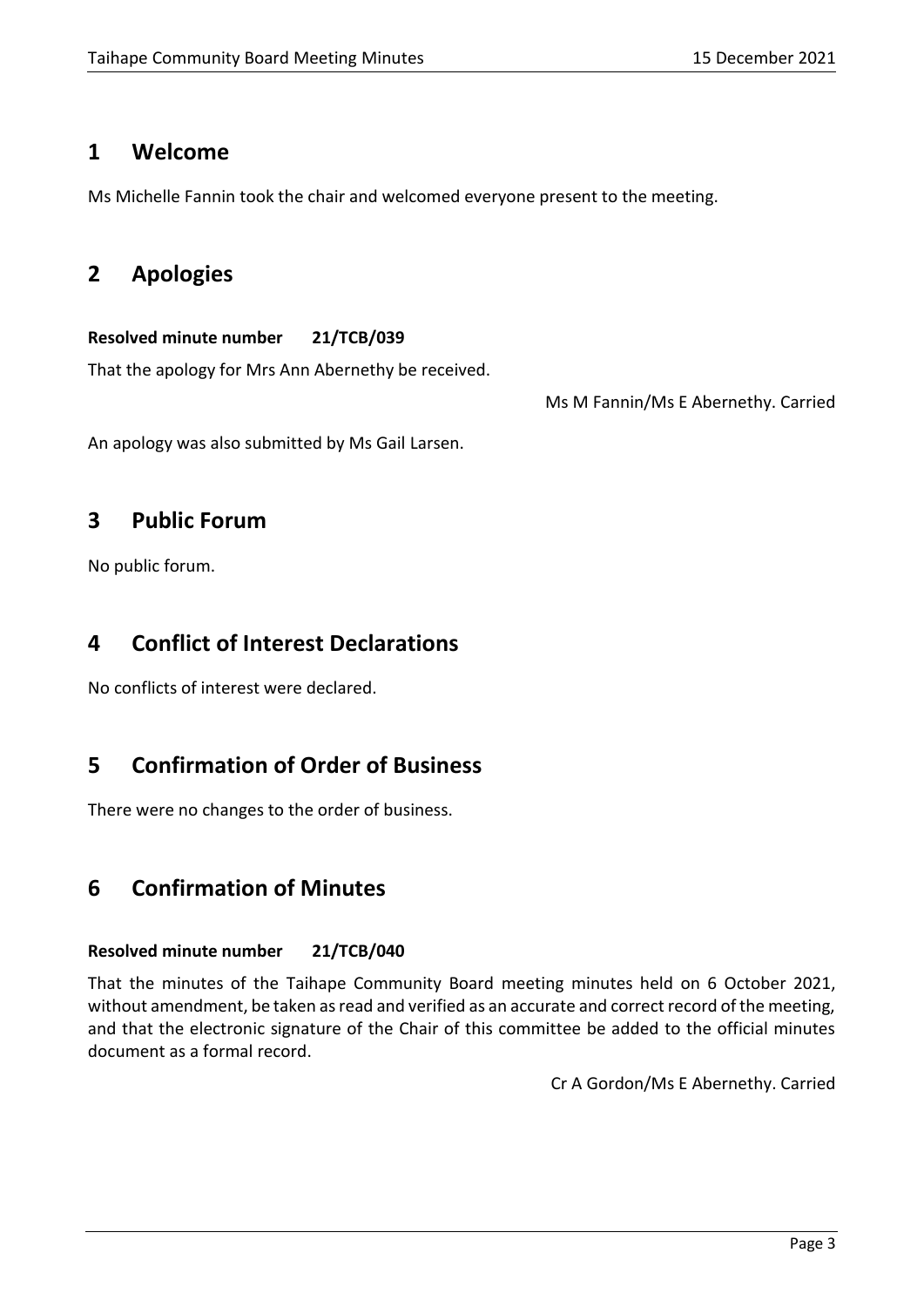# 1 Welcome

Ms Michelle Fannin took the chair and welcomed everyone present to the meeting.

# 2 Apologies

**Resolved minute number 21/TCB/039**

That the apology for Mrs Ann Abernethy be received.

Ms M Fannin/Ms E Abernethy. Carried

An apology was also submitted by Ms Gail Larsen.

# 3 Public Forum

No public forum.

# 4 Conflict of Interest Declarations

No conflicts of interest were declared.

# 5 Confirmation of Order of Business

There were no changes to the order of business.

# 6 Confirmation of Minutes

**Resolved minute number 21/TCB/040**

That the minutes of the Taihape Community Board meeting minutes held on 6 October 2021, without amendment, be taken as read and verified as an accurate and correct record of the meeting, and that the electronic signature of the Chair of this committee be added to the official minutes document as a formal record.

Cr A Gordon/Ms E Abernethy. Carried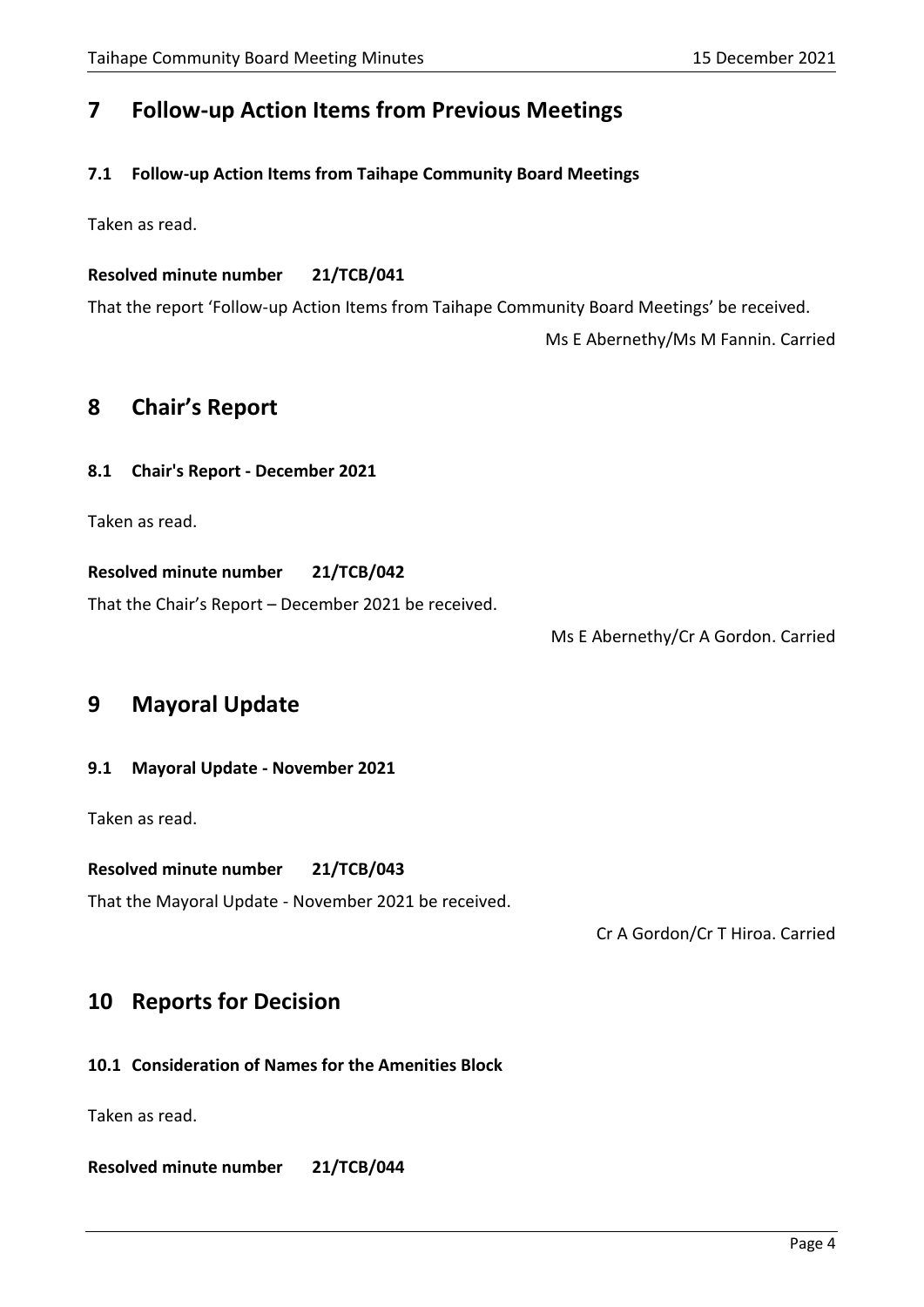# 7 Follow-up Action Items from Previous Meetings

## 7.1 Follow-up Action Items from Taihape Community Board Meetings

Taken as read.

**Resolved minute number 21/TCB/041**

That the report 'Follow-up Action Items from Taihape Community Board Meetings' be received.

Ms E Abernethy/Ms M Fannin. Carried

# 8 Chair's Report

## 8.1 Chair's Report - December 2021

Taken as read.

**Resolved minute number 21/TCB/042**

That the Chair's Report – December 2021 be received.

Ms E Abernethy/Cr A Gordon. Carried

# 9 Mayoral Update

## 9.1 Mayoral Update - November 2021

Taken as read.

**Resolved minute number 21/TCB/043**

That the Mayoral Update - November 2021 be received.

Cr A Gordon/Cr T Hiroa. Carried

# 10 Reports for Decision

## 10.1 Consideration of Names for the Amenities Block

Taken as read.

**Resolved minute number 21/TCB/044**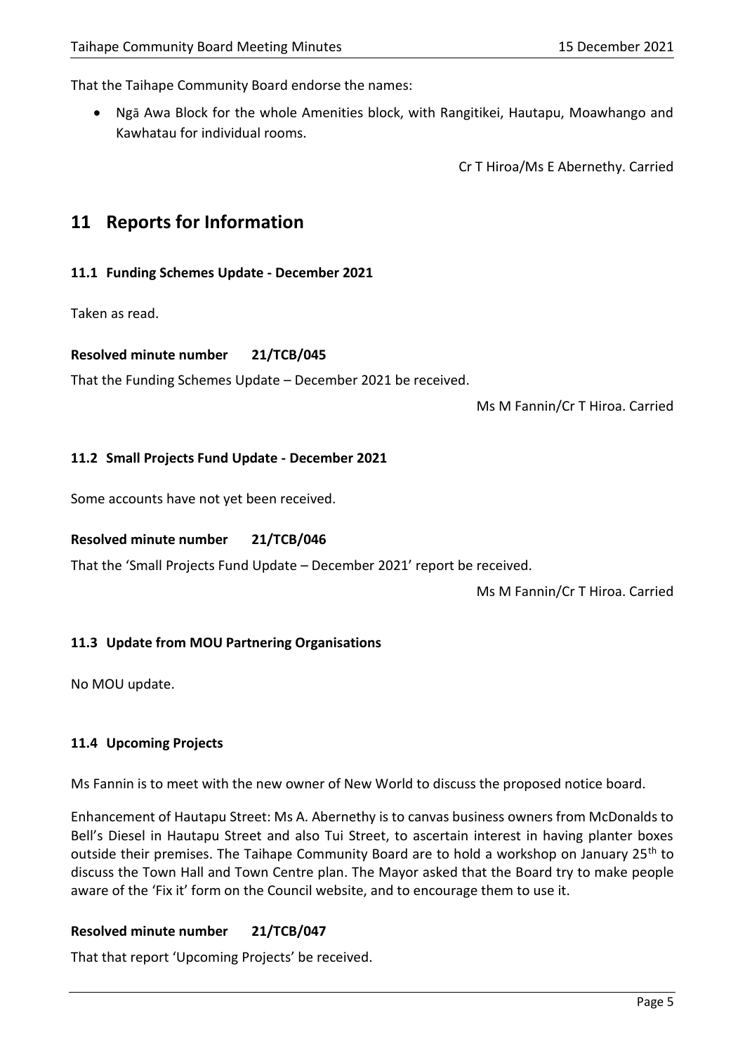That the Taihape Community Board endorse the names:

- Ngā Awa Block for the whole Amenities block, with Rangitikei, Hautapu, Moawhango and Kawhatau for individual rooms.

Cr T Hiroa/Ms E Abernethy. Carried

# 11 Reports for Information

### 11.1 Funding Schemes Update - December 2021

Taken as read.

**Resolved minute number 21/TCB/045**

That the Funding Schemes Update – December 2021 be received.

Ms M Fannin/Cr T Hiroa. Carried

### 11.2 Small Projects Fund Update - December 2021

Some accounts have not yet been received.

**Resolved minute number 21/TCB/046**

That the 'Small Projects Fund Update – December 2021' report be received.

Ms M Fannin/Cr T Hiroa. Carried

### 11.3 Update from MOU Partnering Organisations

No MOU update.

### 11.4 Upcoming Projects

Ms Fannin is to meet with the new owner of New World to discuss the proposed notice board.

Enhancement of Hautapu Street: Ms A. Abernethy is to canvas business owners from McDonalds to Bell's Diesel in Hautapu Street and also Tui Street, to ascertain interest in having planter boxes outside their premises. The Taihape Community Board are to hold a workshop on January 25th to discuss the Town Hall and Town Centre plan. The Mayor asked that the Board try to make people aware of the 'Fix it' form on the Council website, and to encourage them to use it.

**Resolved minute number 21/TCB/047**

That that report 'Upcoming Projects' be received.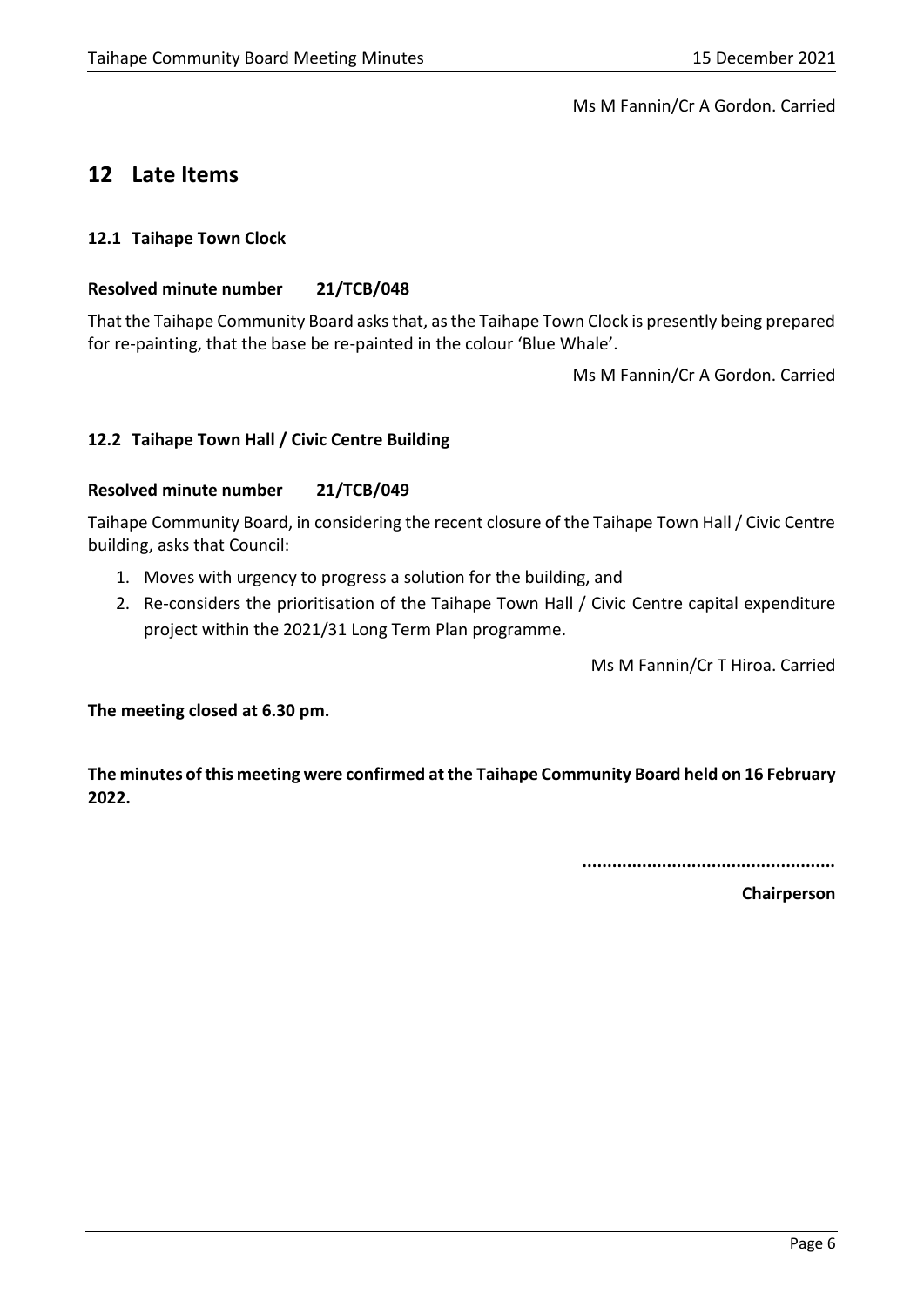Ms M Fannin/Cr A Gordon. Carried

# 12 Late Items

### 12.1 Taihape Town Clock

**Resolved minute number 21/TCB/048**

That the Taihape Community Board asks that, as the Taihape Town Clock is presently being prepared for re-painting, that the base be re-painted in the colour 'Blue Whale'.

Ms M Fannin/Cr A Gordon. Carried

### 12.2 Taihape Town Hall / Civic Centre Building

**Resolved minute number 21/TCB/049**

Taihape Community Board, in considering the recent closure of the Taihape Town Hall / Civic Centre building, asks that Council:

1. Moves with urgency to progress a solution for the building, and
2. Re-considers the prioritisation of the Taihape Town Hall / Civic Centre capital expenditure project within the 2021/31 Long Term Plan programme.

Ms M Fannin/Cr T Hiroa. Carried

**The meeting closed at 6.30 pm.**

**The minutes of this meeting were confirmed at the Taihape Community Board held on 16 February 2022.**

..................................................

**Chairperson**